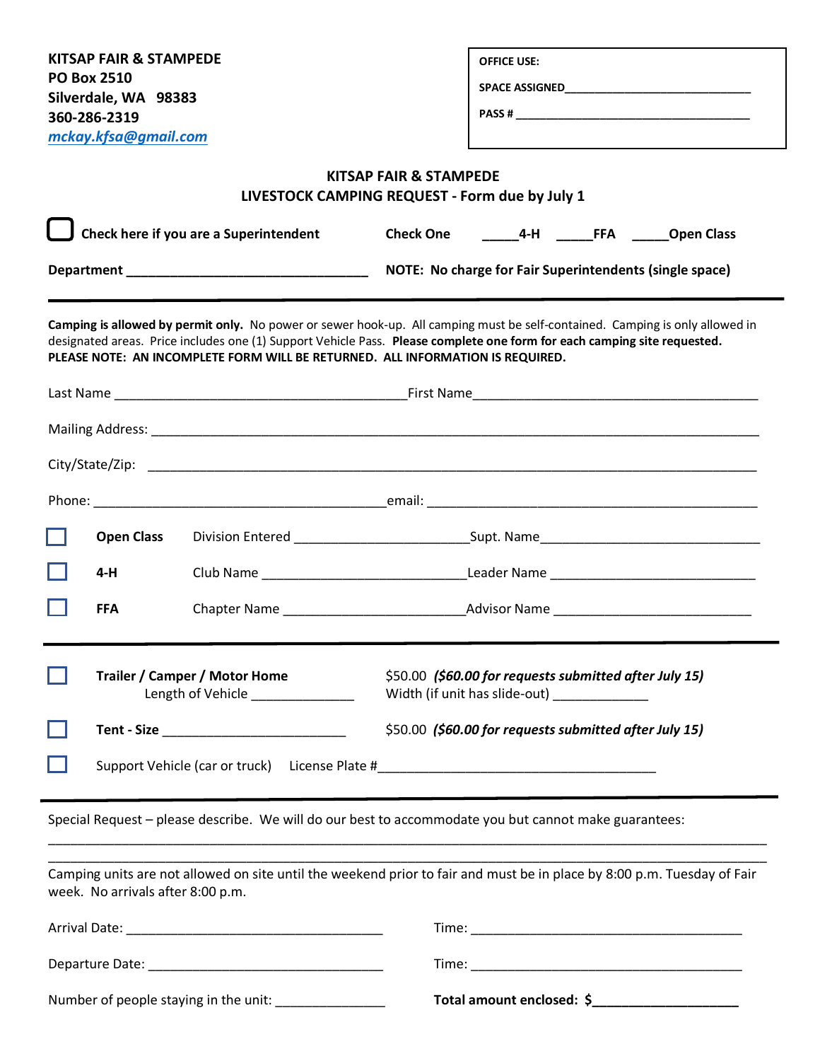**KITSAP FAIR & STAMPEDE**
**PO Box 2510**
**Silverdale, WA 98383**
**360-286-2319**
***mckay.kfsa@gmail.com***

**OFFICE USE:**

**SPACE ASSIGNED**______________________________

**PASS #** ____________________________________

## KITSAP FAIR & STAMPEDE
## LIVESTOCK CAMPING REQUEST - Form due by July 1

☐ **Check here if you are a Superintendent** **Check One** _____**4-H** _____**FFA** _____**Open Class**

**Department** _________________________________ **NOTE: No charge for Fair Superintendents (single space)**

---

**Camping is allowed by permit only.** No power or sewer hook-up. All camping must be self-contained. Camping is only allowed in designated areas. Price includes one (1) Support Vehicle Pass. **Please complete one form for each camping site requested.**
**PLEASE NOTE: AN INCOMPLETE FORM WILL BE RETURNED. ALL INFORMATION IS REQUIRED.**

Last Name ________________________________________First Name________________________________________

Mailing Address: ____________________________________________________________________________________

City/State/Zip: _____________________________________________________________________________________

Phone: ________________________________________email: _____________________________________________

☐ **Open Class** Division Entered _______________________Supt. Name_____________________________

☐ **4-H** Club Name ____________________________Leader Name ____________________________

☐ **FFA** Chapter Name ________________________Advisor Name ____________________________

---

☐ **Trailer / Camper / Motor Home** $50.00 ***($60.00 for requests submitted after July 15)***
Length of Vehicle ______________ Width (if unit has slide-out) _____________

☐ **Tent - Size** _________________________ $50.00 ***($60.00 for requests submitted after July 15)***

☐ Support Vehicle (car or truck) License Plate #______________________________________

---

Special Request – please describe. We will do our best to accommodate you but cannot make guarantees:

_____________________________________________________________________________________________

_____________________________________________________________________________________________

Camping units are not allowed on site until the weekend prior to fair and must be in place by 8:00 p.m. Tuesday of Fair week. No arrivals after 8:00 p.m.

Arrival Date: ____________________________________ Time: ______________________________________

Departure Date: _________________________________ Time: ______________________________________

Number of people staying in the unit: _______________ **Total amount enclosed: $____________________**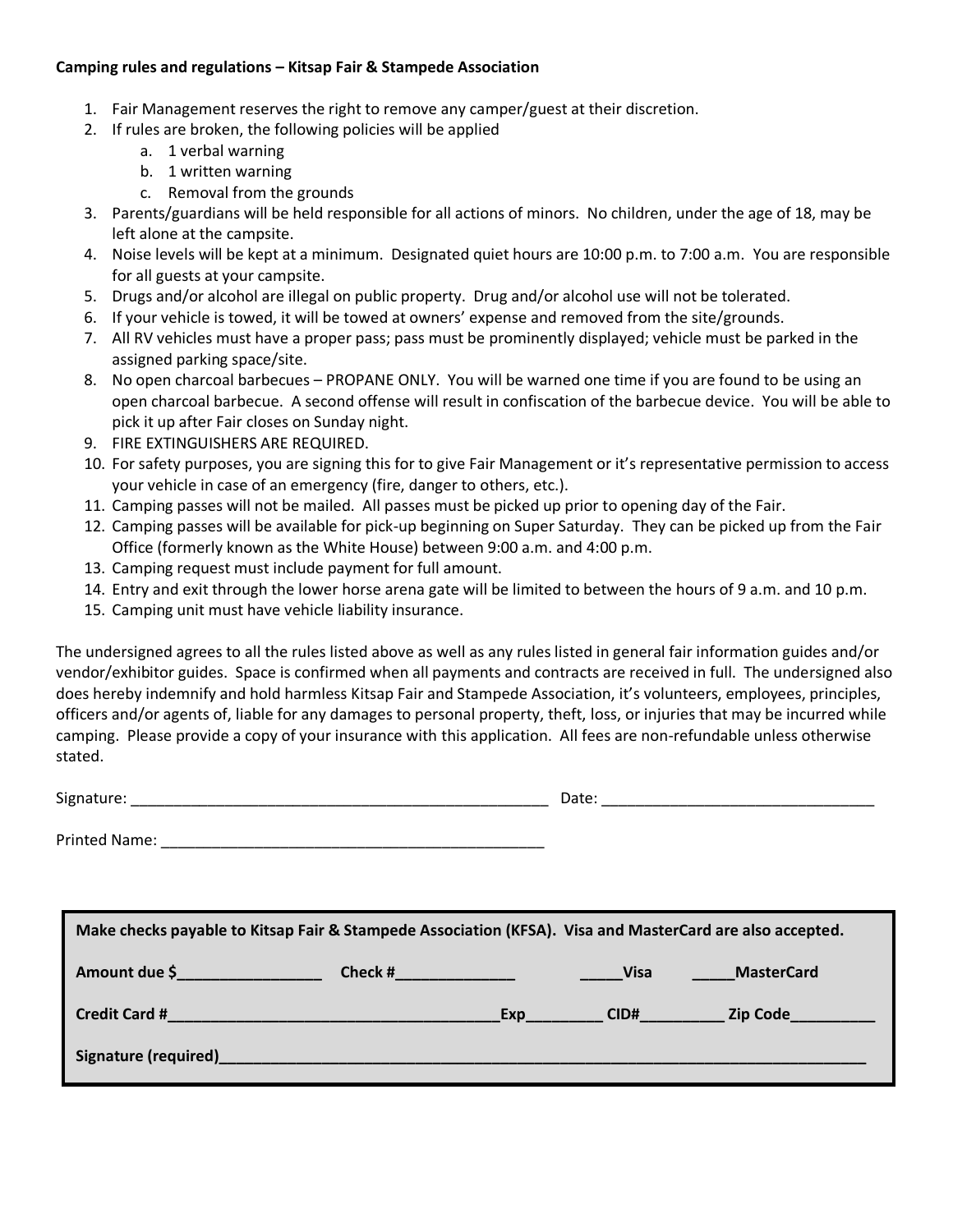**Camping rules and regulations – Kitsap Fair & Stampede Association**

1. Fair Management reserves the right to remove any camper/guest at their discretion.
2. If rules are broken, the following policies will be applied
   a. 1 verbal warning
   b. 1 written warning
   c. Removal from the grounds
3. Parents/guardians will be held responsible for all actions of minors. No children, under the age of 18, may be left alone at the campsite.
4. Noise levels will be kept at a minimum. Designated quiet hours are 10:00 p.m. to 7:00 a.m. You are responsible for all guests at your campsite.
5. Drugs and/or alcohol are illegal on public property. Drug and/or alcohol use will not be tolerated.
6. If your vehicle is towed, it will be towed at owners' expense and removed from the site/grounds.
7. All RV vehicles must have a proper pass; pass must be prominently displayed; vehicle must be parked in the assigned parking space/site.
8. No open charcoal barbecues – PROPANE ONLY. You will be warned one time if you are found to be using an open charcoal barbecue. A second offense will result in confiscation of the barbecue device. You will be able to pick it up after Fair closes on Sunday night.
9. FIRE EXTINGUISHERS ARE REQUIRED.
10. For safety purposes, you are signing this for to give Fair Management or it's representative permission to access your vehicle in case of an emergency (fire, danger to others, etc.).
11. Camping passes will not be mailed. All passes must be picked up prior to opening day of the Fair.
12. Camping passes will be available for pick-up beginning on Super Saturday. They can be picked up from the Fair Office (formerly known as the White House) between 9:00 a.m. and 4:00 p.m.
13. Camping request must include payment for full amount.
14. Entry and exit through the lower horse arena gate will be limited to between the hours of 9 a.m. and 10 p.m.
15. Camping unit must have vehicle liability insurance.

The undersigned agrees to all the rules listed above as well as any rules listed in general fair information guides and/or vendor/exhibitor guides. Space is confirmed when all payments and contracts are received in full. The undersigned also does hereby indemnify and hold harmless Kitsap Fair and Stampede Association, it's volunteers, employees, principles, officers and/or agents of, liable for any damages to personal property, theft, loss, or injuries that may be incurred while camping. Please provide a copy of your insurance with this application. All fees are non-refundable unless otherwise stated.

Signature: ___________________________________________________ Date: ________________________________

Printed Name: ______________________________________________

**Make checks payable to Kitsap Fair & Stampede Association (KFSA). Visa and MasterCard are also accepted.**

**Amount due $________________ Check #_____________ _____Visa _____MasterCard**

**Credit Card #_______________________________________Exp_________ CID#_________ Zip Code_________**

**Signature (required)______________________________________________________________________________**